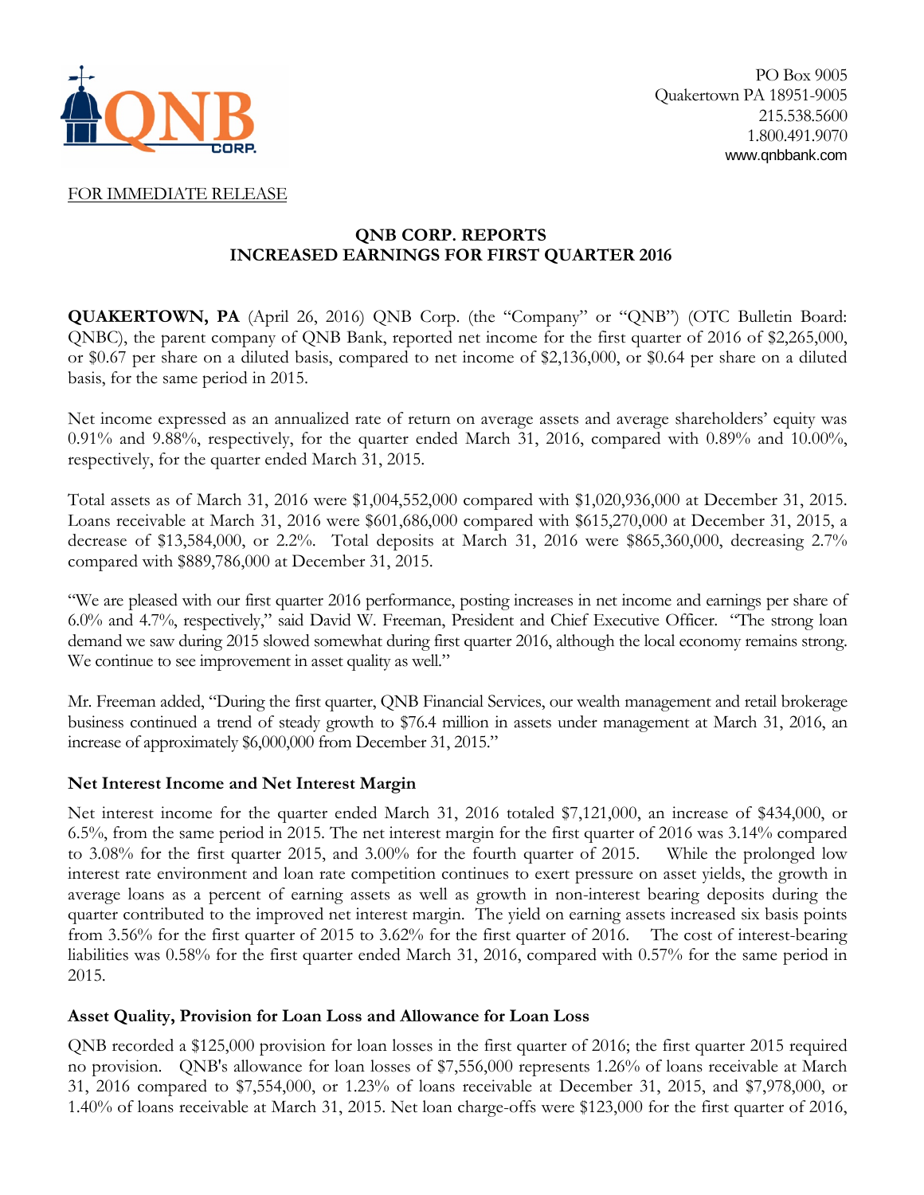PO Box 9005
Quakertown PA 18951-9005
215.538.5600
1.800.491.9070
www.qnbbank.com

FOR IMMEDIATE RELEASE

# QNB CORP. REPORTS INCREASED EARNINGS FOR FIRST QUARTER 2016

**QUAKERTOWN, PA** (April 26, 2016) QNB Corp. (the "Company" or "QNB") (OTC Bulletin Board: QNBC), the parent company of QNB Bank, reported net income for the first quarter of 2016 of $2,265,000, or $0.67 per share on a diluted basis, compared to net income of $2,136,000, or $0.64 per share on a diluted basis, for the same period in 2015.

Net income expressed as an annualized rate of return on average assets and average shareholders' equity was 0.91% and 9.88%, respectively, for the quarter ended March 31, 2016, compared with 0.89% and 10.00%, respectively, for the quarter ended March 31, 2015.

Total assets as of March 31, 2016 were $1,004,552,000 compared with $1,020,936,000 at December 31, 2015. Loans receivable at March 31, 2016 were $601,686,000 compared with $615,270,000 at December 31, 2015, a decrease of $13,584,000, or 2.2%. Total deposits at March 31, 2016 were $865,360,000, decreasing 2.7% compared with $889,786,000 at December 31, 2015.

"We are pleased with our first quarter 2016 performance, posting increases in net income and earnings per share of 6.0% and 4.7%, respectively," said David W. Freeman, President and Chief Executive Officer. "The strong loan demand we saw during 2015 slowed somewhat during first quarter 2016, although the local economy remains strong. We continue to see improvement in asset quality as well."

Mr. Freeman added, "During the first quarter, QNB Financial Services, our wealth management and retail brokerage business continued a trend of steady growth to $76.4 million in assets under management at March 31, 2016, an increase of approximately $6,000,000 from December 31, 2015."

## Net Interest Income and Net Interest Margin

Net interest income for the quarter ended March 31, 2016 totaled $7,121,000, an increase of $434,000, or 6.5%, from the same period in 2015. The net interest margin for the first quarter of 2016 was 3.14% compared to 3.08% for the first quarter 2015, and 3.00% for the fourth quarter of 2015. While the prolonged low interest rate environment and loan rate competition continues to exert pressure on asset yields, the growth in average loans as a percent of earning assets as well as growth in non-interest bearing deposits during the quarter contributed to the improved net interest margin. The yield on earning assets increased six basis points from 3.56% for the first quarter of 2015 to 3.62% for the first quarter of 2016. The cost of interest-bearing liabilities was 0.58% for the first quarter ended March 31, 2016, compared with 0.57% for the same period in 2015.

## Asset Quality, Provision for Loan Loss and Allowance for Loan Loss

QNB recorded a $125,000 provision for loan losses in the first quarter of 2016; the first quarter 2015 required no provision. QNB's allowance for loan losses of $7,556,000 represents 1.26% of loans receivable at March 31, 2016 compared to $7,554,000, or 1.23% of loans receivable at December 31, 2015, and $7,978,000, or 1.40% of loans receivable at March 31, 2015. Net loan charge-offs were $123,000 for the first quarter of 2016,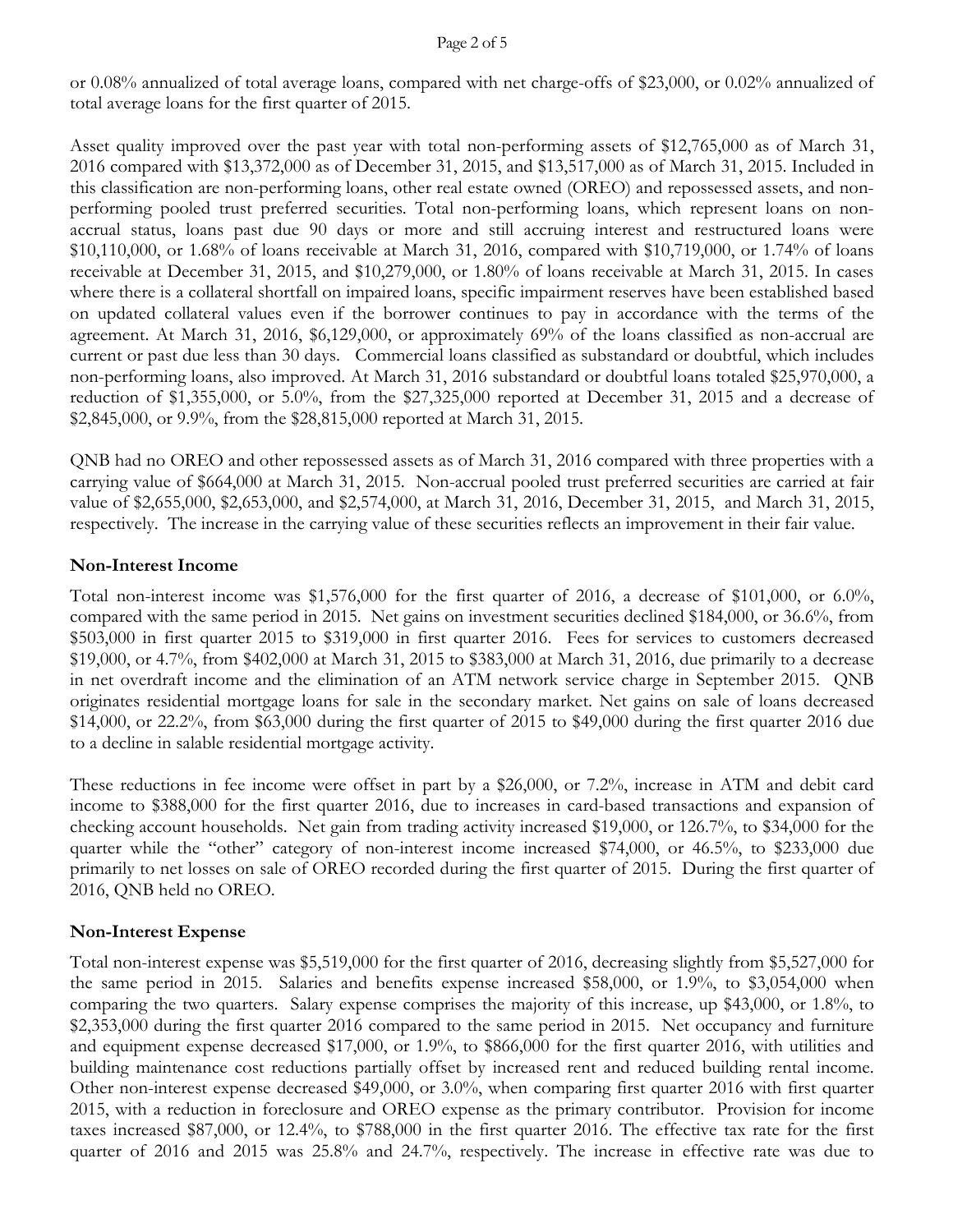or 0.08% annualized of total average loans, compared with net charge-offs of $23,000, or 0.02% annualized of total average loans for the first quarter of 2015.

Asset quality improved over the past year with total non-performing assets of $12,765,000 as of March 31, 2016 compared with $13,372,000 as of December 31, 2015, and $13,517,000 as of March 31, 2015. Included in this classification are non-performing loans, other real estate owned (OREO) and repossessed assets, and non-performing pooled trust preferred securities. Total non-performing loans, which represent loans on non-accrual status, loans past due 90 days or more and still accruing interest and restructured loans were $10,110,000, or 1.68% of loans receivable at March 31, 2016, compared with $10,719,000, or 1.74% of loans receivable at December 31, 2015, and $10,279,000, or 1.80% of loans receivable at March 31, 2015. In cases where there is a collateral shortfall on impaired loans, specific impairment reserves have been established based on updated collateral values even if the borrower continues to pay in accordance with the terms of the agreement. At March 31, 2016, $6,129,000, or approximately 69% of the loans classified as non-accrual are current or past due less than 30 days. Commercial loans classified as substandard or doubtful, which includes non-performing loans, also improved. At March 31, 2016 substandard or doubtful loans totaled $25,970,000, a reduction of $1,355,000, or 5.0%, from the $27,325,000 reported at December 31, 2015 and a decrease of $2,845,000, or 9.9%, from the $28,815,000 reported at March 31, 2015.

QNB had no OREO and other repossessed assets as of March 31, 2016 compared with three properties with a carrying value of $664,000 at March 31, 2015. Non-accrual pooled trust preferred securities are carried at fair value of $2,655,000, $2,653,000, and $2,574,000, at March 31, 2016, December 31, 2015, and March 31, 2015, respectively. The increase in the carrying value of these securities reflects an improvement in their fair value.

## Non-Interest Income

Total non-interest income was $1,576,000 for the first quarter of 2016, a decrease of $101,000, or 6.0%, compared with the same period in 2015. Net gains on investment securities declined $184,000, or 36.6%, from $503,000 in first quarter 2015 to $319,000 in first quarter 2016. Fees for services to customers decreased $19,000, or 4.7%, from $402,000 at March 31, 2015 to $383,000 at March 31, 2016, due primarily to a decrease in net overdraft income and the elimination of an ATM network service charge in September 2015. QNB originates residential mortgage loans for sale in the secondary market. Net gains on sale of loans decreased $14,000, or 22.2%, from $63,000 during the first quarter of 2015 to $49,000 during the first quarter 2016 due to a decline in salable residential mortgage activity.

These reductions in fee income were offset in part by a $26,000, or 7.2%, increase in ATM and debit card income to $388,000 for the first quarter 2016, due to increases in card-based transactions and expansion of checking account households. Net gain from trading activity increased $19,000, or 126.7%, to $34,000 for the quarter while the "other" category of non-interest income increased $74,000, or 46.5%, to $233,000 due primarily to net losses on sale of OREO recorded during the first quarter of 2015. During the first quarter of 2016, QNB held no OREO.

## Non-Interest Expense

Total non-interest expense was $5,519,000 for the first quarter of 2016, decreasing slightly from $5,527,000 for the same period in 2015. Salaries and benefits expense increased $58,000, or 1.9%, to $3,054,000 when comparing the two quarters. Salary expense comprises the majority of this increase, up $43,000, or 1.8%, to $2,353,000 during the first quarter 2016 compared to the same period in 2015. Net occupancy and furniture and equipment expense decreased $17,000, or 1.9%, to $866,000 for the first quarter 2016, with utilities and building maintenance cost reductions partially offset by increased rent and reduced building rental income. Other non-interest expense decreased $49,000, or 3.0%, when comparing first quarter 2016 with first quarter 2015, with a reduction in foreclosure and OREO expense as the primary contributor. Provision for income taxes increased $87,000, or 12.4%, to $788,000 in the first quarter 2016. The effective tax rate for the first quarter of 2016 and 2015 was 25.8% and 24.7%, respectively. The increase in effective rate was due to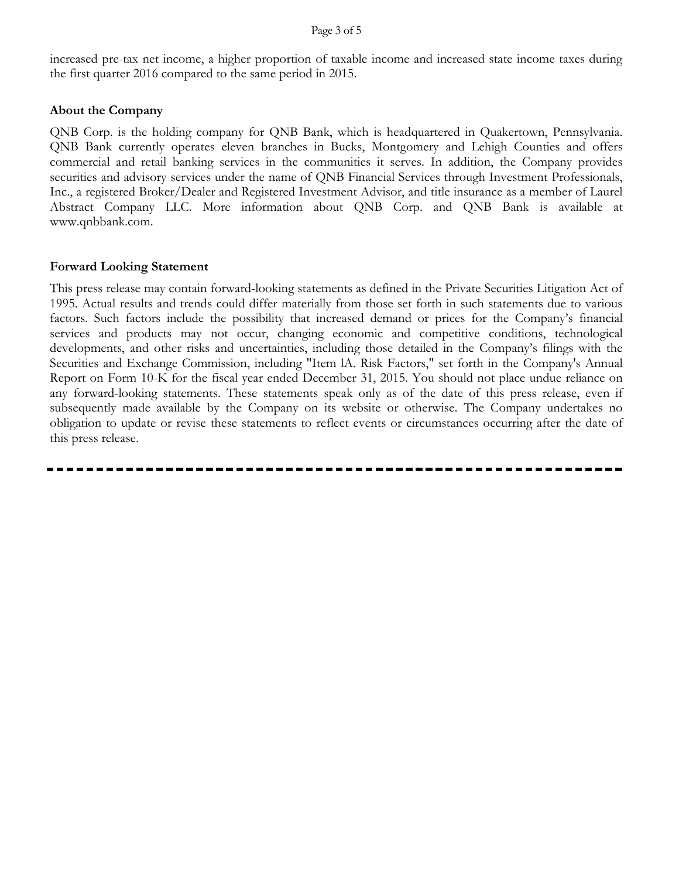increased pre-tax net income, a higher proportion of taxable income and increased state income taxes during the first quarter 2016 compared to the same period in 2015.

**About the Company**

QNB Corp. is the holding company for QNB Bank, which is headquartered in Quakertown, Pennsylvania. QNB Bank currently operates eleven branches in Bucks, Montgomery and Lehigh Counties and offers commercial and retail banking services in the communities it serves. In addition, the Company provides securities and advisory services under the name of QNB Financial Services through Investment Professionals, Inc., a registered Broker/Dealer and Registered Investment Advisor, and title insurance as a member of Laurel Abstract Company LLC. More information about QNB Corp. and QNB Bank is available at www.qnbbank.com.

**Forward Looking Statement**

This press release may contain forward-looking statements as defined in the Private Securities Litigation Act of 1995. Actual results and trends could differ materially from those set forth in such statements due to various factors. Such factors include the possibility that increased demand or prices for the Company's financial services and products may not occur, changing economic and competitive conditions, technological developments, and other risks and uncertainties, including those detailed in the Company's filings with the Securities and Exchange Commission, including "Item lA. Risk Factors," set forth in the Company's Annual Report on Form 10-K for the fiscal year ended December 31, 2015. You should not place undue reliance on any forward-looking statements. These statements speak only as of the date of this press release, even if subsequently made available by the Company on its website or otherwise. The Company undertakes no obligation to update or revise these statements to reflect events or circumstances occurring after the date of this press release.

---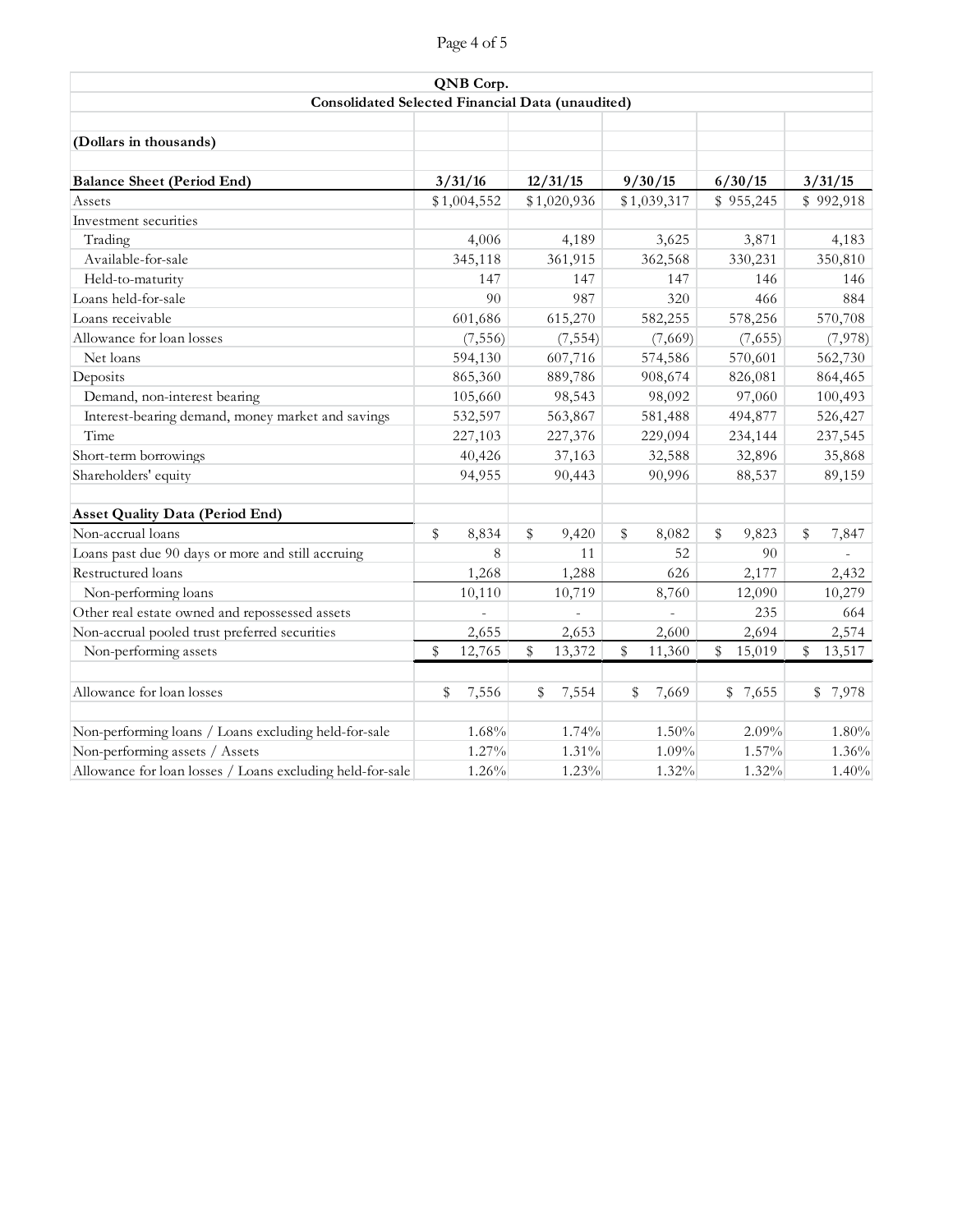# QNB Corp.

## Consolidated Selected Financial Data (unaudited)

| (Dollars in thousands) | | | | | |
|---|---|---|---|---|---|
| **Balance Sheet (Period End)** | **3/31/16** | **12/31/15** | **9/30/15** | **6/30/15** | **3/31/15** |
| Assets | $1,004,552 | $1,020,936 | $1,039,317 | $ 955,245 | $ 992,918 |
| Investment securities | | | | | |
| Trading | 4,006 | 4,189 | 3,625 | 3,871 | 4,183 |
| Available-for-sale | 345,118 | 361,915 | 362,568 | 330,231 | 350,810 |
| Held-to-maturity | 147 | 147 | 147 | 146 | 146 |
| Loans held-for-sale | 90 | 987 | 320 | 466 | 884 |
| Loans receivable | 601,686 | 615,270 | 582,255 | 578,256 | 570,708 |
| Allowance for loan losses | (7,556) | (7,554) | (7,669) | (7,655) | (7,978) |
| Net loans | 594,130 | 607,716 | 574,586 | 570,601 | 562,730 |
| Deposits | 865,360 | 889,786 | 908,674 | 826,081 | 864,465 |
| Demand, non-interest bearing | 105,660 | 98,543 | 98,092 | 97,060 | 100,493 |
| Interest-bearing demand, money market and savings | 532,597 | 563,867 | 581,488 | 494,877 | 526,427 |
| Time | 227,103 | 227,376 | 229,094 | 234,144 | 237,545 |
| Short-term borrowings | 40,426 | 37,163 | 32,588 | 32,896 | 35,868 |
| Shareholders' equity | 94,955 | 90,443 | 90,996 | 88,537 | 89,159 |
| | | | | | |
| **Asset Quality Data (Period End)** | | | | | |
| Non-accrual loans | $ 8,834 | $ 9,420 | $ 8,082 | $ 9,823 | $ 7,847 |
| Loans past due 90 days or more and still accruing | 8 | 11 | 52 | 90 | - |
| Restructured loans | 1,268 | 1,288 | 626 | 2,177 | 2,432 |
| Non-performing loans | 10,110 | 10,719 | 8,760 | 12,090 | 10,279 |
| Other real estate owned and repossessed assets | - | - | - | 235 | 664 |
| Non-accrual pooled trust preferred securities | 2,655 | 2,653 | 2,600 | 2,694 | 2,574 |
| Non-performing assets | $ 12,765 | $ 13,372 | $ 11,360 | $ 15,019 | $ 13,517 |
| | | | | | |
| Allowance for loan losses | $ 7,556 | $ 7,554 | $ 7,669 | $ 7,655 | $ 7,978 |
| | | | | | |
| Non-performing loans / Loans excluding held-for-sale | 1.68% | 1.74% | 1.50% | 2.09% | 1.80% |
| Non-performing assets / Assets | 1.27% | 1.31% | 1.09% | 1.57% | 1.36% |
| Allowance for loan losses / Loans excluding held-for-sale | 1.26% | 1.23% | 1.32% | 1.32% | 1.40% |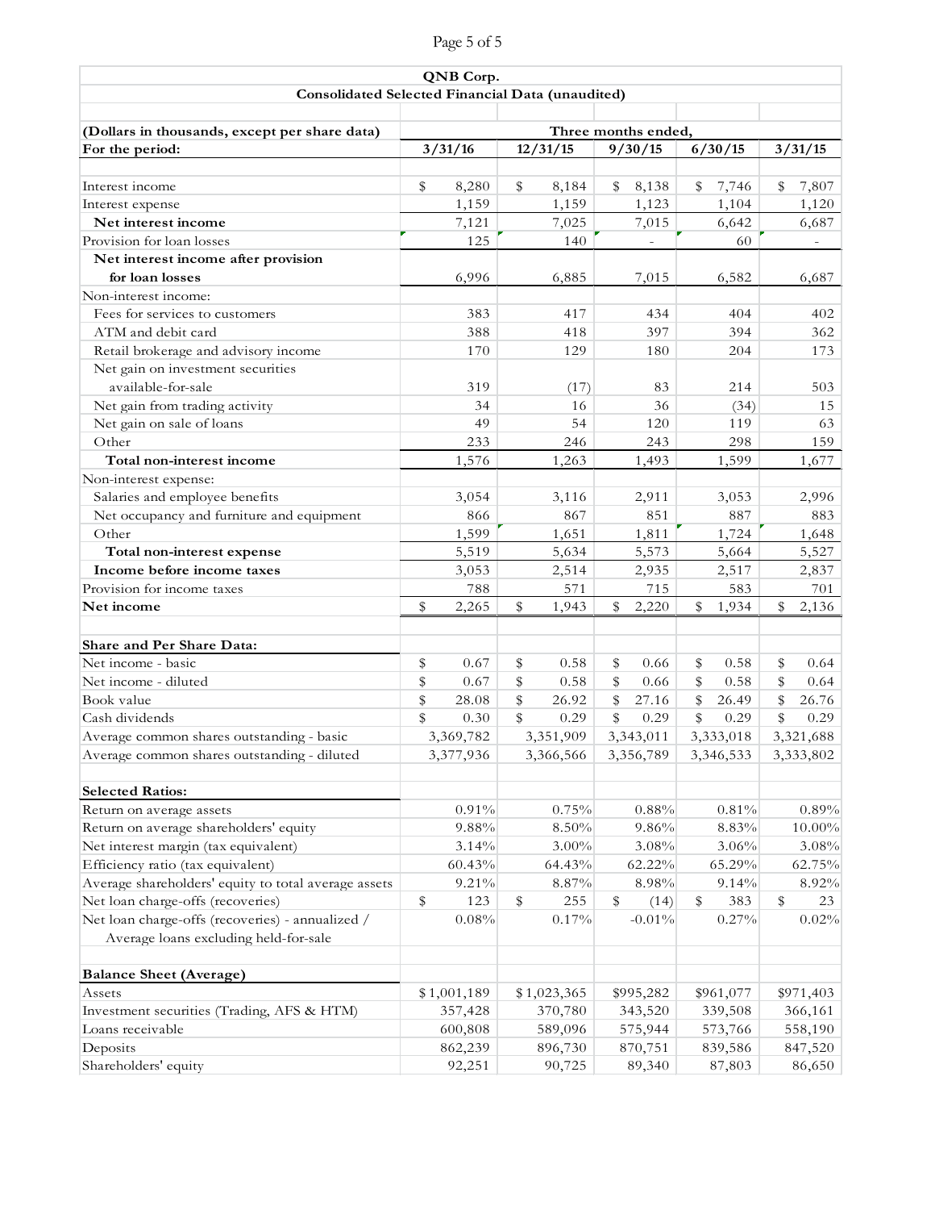**QNB Corp.**

**Consolidated Selected Financial Data (unaudited)**

| **(Dollars in thousands, except per share data)** | **Three months ended,** | | | | |
|---|---|---|---|---|---|
| **For the period:** | **3/31/16** | **12/31/15** | **9/30/15** | **6/30/15** | **3/31/15** |
| Interest income | $ 8,280 | $ 8,184 | $ 8,138 | $ 7,746 | $ 7,807 |
| Interest expense | 1,159 | 1,159 | 1,123 | 1,104 | 1,120 |
| **Net interest income** | 7,121 | 7,025 | 7,015 | 6,642 | 6,687 |
| Provision for loan losses | 125 | 140 | - | 60 | - |
| **Net interest income after provision for loan losses** | 6,996 | 6,885 | 7,015 | 6,582 | 6,687 |
| Non-interest income: | | | | | |
| Fees for services to customers | 383 | 417 | 434 | 404 | 402 |
| ATM and debit card | 388 | 418 | 397 | 394 | 362 |
| Retail brokerage and advisory income | 170 | 129 | 180 | 204 | 173 |
| Net gain on investment securities available-for-sale | 319 | (17) | 83 | 214 | 503 |
| Net gain from trading activity | 34 | 16 | 36 | (34) | 15 |
| Net gain on sale of loans | 49 | 54 | 120 | 119 | 63 |
| Other | 233 | 246 | 243 | 298 | 159 |
| **Total non-interest income** | 1,576 | 1,263 | 1,493 | 1,599 | 1,677 |
| Non-interest expense: | | | | | |
| Salaries and employee benefits | 3,054 | 3,116 | 2,911 | 3,053 | 2,996 |
| Net occupancy and furniture and equipment | 866 | 867 | 851 | 887 | 883 |
| Other | 1,599 | 1,651 | 1,811 | 1,724 | 1,648 |
| **Total non-interest expense** | 5,519 | 5,634 | 5,573 | 5,664 | 5,527 |
| **Income before income taxes** | 3,053 | 2,514 | 2,935 | 2,517 | 2,837 |
| Provision for income taxes | 788 | 571 | 715 | 583 | 701 |
| **Net income** | $ 2,265 | $ 1,943 | $ 2,220 | $ 1,934 | $ 2,136 |
| | | | | | |
| **Share and Per Share Data:** | | | | | |
| Net income - basic | $ 0.67 | $ 0.58 | $ 0.66 | $ 0.58 | $ 0.64 |
| Net income - diluted | $ 0.67 | $ 0.58 | $ 0.66 | $ 0.58 | $ 0.64 |
| Book value | $ 28.08 | $ 26.92 | $ 27.16 | $ 26.49 | $ 26.76 |
| Cash dividends | $ 0.30 | $ 0.29 | $ 0.29 | $ 0.29 | $ 0.29 |
| Average common shares outstanding - basic | 3,369,782 | 3,351,909 | 3,343,011 | 3,333,018 | 3,321,688 |
| Average common shares outstanding - diluted | 3,377,936 | 3,366,566 | 3,356,789 | 3,346,533 | 3,333,802 |
| | | | | | |
| **Selected Ratios:** | | | | | |
| Return on average assets | 0.91% | 0.75% | 0.88% | 0.81% | 0.89% |
| Return on average shareholders' equity | 9.88% | 8.50% | 9.86% | 8.83% | 10.00% |
| Net interest margin (tax equivalent) | 3.14% | 3.00% | 3.08% | 3.06% | 3.08% |
| Efficiency ratio (tax equivalent) | 60.43% | 64.43% | 62.22% | 65.29% | 62.75% |
| Average shareholders' equity to total average assets | 9.21% | 8.87% | 8.98% | 9.14% | 8.92% |
| Net loan charge-offs (recoveries) | $ 123 | $ 255 | $ (14) | $ 383 | $ 23 |
| Net loan charge-offs (recoveries) - annualized / Average loans excluding held-for-sale | 0.08% | 0.17% | -0.01% | 0.27% | 0.02% |
| | | | | | |
| **Balance Sheet (Average)** | | | | | |
| Assets | $1,001,189 | $1,023,365 | $995,282 | $961,077 | $971,403 |
| Investment securities (Trading, AFS & HTM) | 357,428 | 370,780 | 343,520 | 339,508 | 366,161 |
| Loans receivable | 600,808 | 589,096 | 575,944 | 573,766 | 558,190 |
| Deposits | 862,239 | 896,730 | 870,751 | 839,586 | 847,520 |
| Shareholders' equity | 92,251 | 90,725 | 89,340 | 87,803 | 86,650 |